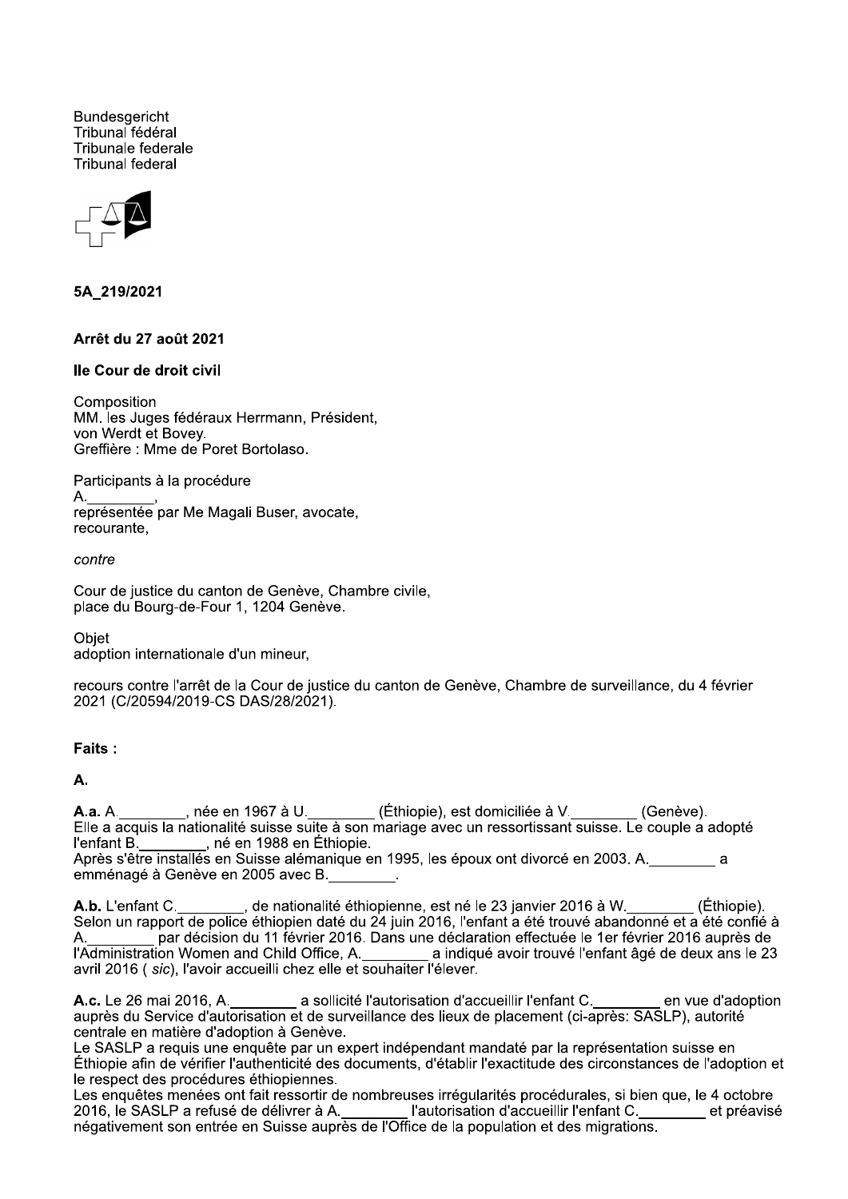Bundesgericht
Tribunal fédéral
Tribunale federale
Tribunal federal

**5A_219/2021**

**Arrêt du 27 août 2021**

**IIe Cour de droit civil**

Composition
MM. les Juges fédéraux Herrmann, Président,
von Werdt et Bovey.
Greffière : Mme de Poret Bortolaso.

Participants à la procédure
A.________,
représentée par Me Magali Buser, avocate,
recourante,

*contre*

Cour de justice du canton de Genève, Chambre civile,
place du Bourg-de-Four 1, 1204 Genève.

Objet
adoption internationale d'un mineur,

recours contre l'arrêt de la Cour de justice du canton de Genève, Chambre de surveillance, du 4 février 2021 (C/20594/2019-CS DAS/28/2021).

**Faits :**

**A.**

**A.a.** A.________, née en 1967 à U.________ (Éthiopie), est domiciliée à V.________ (Genève). Elle a acquis la nationalité suisse suite à son mariage avec un ressortissant suisse. Le couple a adopté l'enfant B.________, né en 1988 en Éthiopie.
Après s'être installés en Suisse alémanique en 1995, les époux ont divorcé en 2003. A.________ a emménagé à Genève en 2005 avec B.________.

**A.b.** L'enfant C.________, de nationalité éthiopienne, est né le 23 janvier 2016 à W.________ (Éthiopie). Selon un rapport de police éthiopien daté du 24 juin 2016, l'enfant a été trouvé abandonné et a été confié à A.________ par décision du 11 février 2016. Dans une déclaration effectuée le 1er février 2016 auprès de l'Administration Women and Child Office, A.________ a indiqué avoir trouvé l'enfant âgé de deux ans le 23 avril 2016 ( *sic*), l'avoir accueilli chez elle et souhaiter l'élever.

**A.c.** Le 26 mai 2016, A.________ a sollicité l'autorisation d'accueillir l'enfant C.________ en vue d'adoption auprès du Service d'autorisation et de surveillance des lieux de placement (ci-après: SASLP), autorité centrale en matière d'adoption à Genève.
Le SASLP a requis une enquête par un expert indépendant mandaté par la représentation suisse en Éthiopie afin de vérifier l'authenticité des documents, d'établir l'exactitude des circonstances de l'adoption et le respect des procédures éthiopiennes.
Les enquêtes menées ont fait ressortir de nombreuses irrégularités procédurales, si bien que, le 4 octobre 2016, le SASLP a refusé de délivrer à A.________ l'autorisation d'accueillir l'enfant C.________ et préavisé négativement son entrée en Suisse auprès de l'Office de la population et des migrations.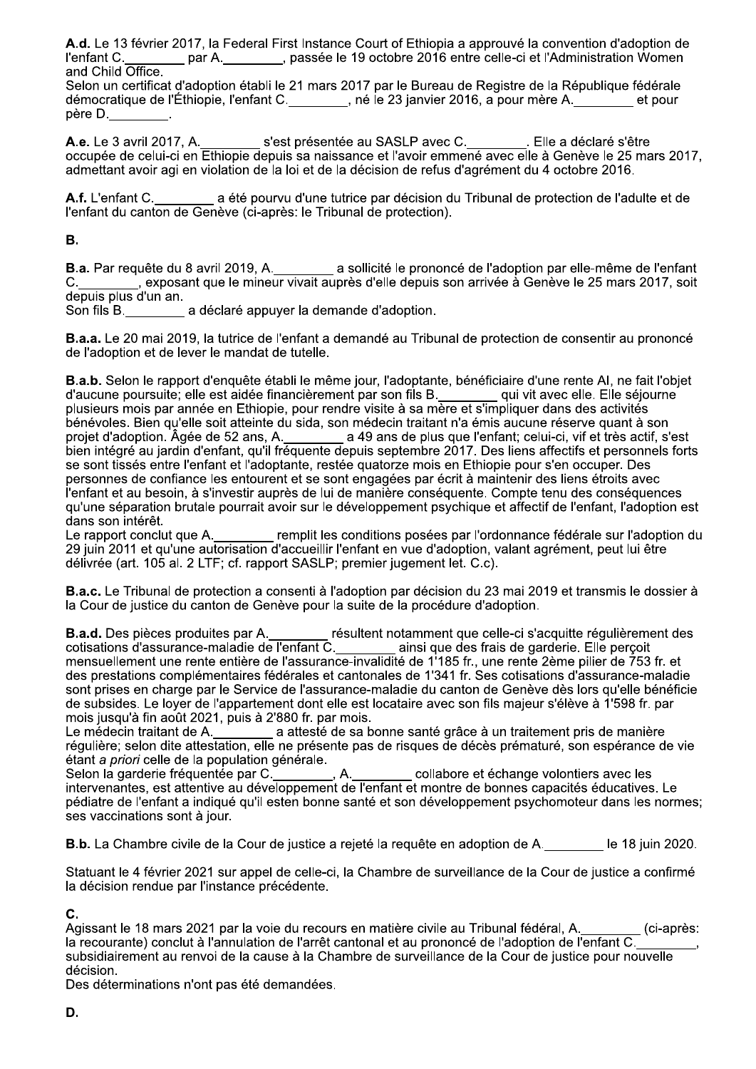**A.d.** Le 13 février 2017, la Federal First Instance Court of Ethiopia a approuvé la convention d'adoption de l'enfant C.________ par A.________, passée le 19 octobre 2016 entre celle-ci et l'Administration Women and Child Office.
Selon un certificat d'adoption établi le 21 mars 2017 par le Bureau de Registre de la République fédérale démocratique de l'Éthiopie, l'enfant C.________, né le 23 janvier 2016, a pour mère A.________ et pour père D.________.

**A.e.** Le 3 avril 2017, A.________ s'est présentée au SASLP avec C.________. Elle a déclaré s'être occupée de celui-ci en Ethiopie depuis sa naissance et l'avoir emmené avec elle à Genève le 25 mars 2017, admettant avoir agi en violation de la loi et de la décision de refus d'agrément du 4 octobre 2016.

**A.f.** L'enfant C.________ a été pourvu d'une tutrice par décision du Tribunal de protection de l'adulte et de l'enfant du canton de Genève (ci-après: le Tribunal de protection).

**B.**

**B.a.** Par requête du 8 avril 2019, A.________ a sollicité le prononcé de l'adoption par elle-même de l'enfant C.________, exposant que le mineur vivait auprès d'elle depuis son arrivée à Genève le 25 mars 2017, soit depuis plus d'un an.
Son fils B.________ a déclaré appuyer la demande d'adoption.

**B.a.a.** Le 20 mai 2019, la tutrice de l'enfant a demandé au Tribunal de protection de consentir au prononcé de l'adoption et de lever le mandat de tutelle.

**B.a.b.** Selon le rapport d'enquête établi le même jour, l'adoptante, bénéficiaire d'une rente AI, ne fait l'objet d'aucune poursuite; elle est aidée financièrement par son fils B.________ qui vit avec elle. Elle séjourne plusieurs mois par année en Ethiopie, pour rendre visite à sa mère et s'impliquer dans des activités bénévoles. Bien qu'elle soit atteinte du sida, son médecin traitant n'a émis aucune réserve quant à son projet d'adoption. Âgée de 52 ans, A.________ a 49 ans de plus que l'enfant; celui-ci, vif et très actif, s'est bien intégré au jardin d'enfant, qu'il fréquente depuis septembre 2017. Des liens affectifs et personnels forts se sont tissés entre l'enfant et l'adoptante, restée quatorze mois en Ethiopie pour s'en occuper. Des personnes de confiance les entourent et se sont engagées par écrit à maintenir des liens étroits avec l'enfant et au besoin, à s'investir auprès de lui de manière conséquente. Compte tenu des conséquences qu'une séparation brutale pourrait avoir sur le développement psychique et affectif de l'enfant, l'adoption est dans son intérêt.
Le rapport conclut que A.________ remplit les conditions posées par l'ordonnance fédérale sur l'adoption du 29 juin 2011 et qu'une autorisation d'accueillir l'enfant en vue d'adoption, valant agrément, peut lui être délivrée (art. 105 al. 2 LTF; cf. rapport SASLP; premier jugement let. C.c).

**B.a.c.** Le Tribunal de protection a consenti à l'adoption par décision du 23 mai 2019 et transmis le dossier à la Cour de justice du canton de Genève pour la suite de la procédure d'adoption.

**B.a.d.** Des pièces produites par A.________ résultent notamment que celle-ci s'acquitte régulièrement des cotisations d'assurance-maladie de l'enfant C.________ ainsi que des frais de garderie. Elle perçoit mensuellement une rente entière de l'assurance-invalidité de 1'185 fr., une rente 2ème pilier de 753 fr. et des prestations complémentaires fédérales et cantonales de 1'341 fr. Ses cotisations d'assurance-maladie sont prises en charge par le Service de l'assurance-maladie du canton de Genève dès lors qu'elle bénéficie de subsides. Le loyer de l'appartement dont elle est locataire avec son fils majeur s'élève à 1'598 fr. par mois jusqu'à fin août 2021, puis à 2'880 fr. par mois.
Le médecin traitant de A.________ a attesté de sa bonne santé grâce à un traitement pris de manière régulière; selon dite attestation, elle ne présente pas de risques de décès prématuré, son espérance de vie étant *a priori* celle de la population générale.
Selon la garderie fréquentée par C.________, A.________ collabore et échange volontiers avec les intervenantes, est attentive au développement de l'enfant et montre de bonnes capacités éducatives. Le pédiatre de l'enfant a indiqué qu'il esten bonne santé et son développement psychomoteur dans les normes; ses vaccinations sont à jour.

**B.b.** La Chambre civile de la Cour de justice a rejeté la requête en adoption de A.________ le 18 juin 2020.

Statuant le 4 février 2021 sur appel de celle-ci, la Chambre de surveillance de la Cour de justice a confirmé la décision rendue par l'instance précédente.

**C.**
Agissant le 18 mars 2021 par la voie du recours en matière civile au Tribunal fédéral, A.________ (ci-après: la recourante) conclut à l'annulation de l'arrêt cantonal et au prononcé de l'adoption de l'enfant C.________, subsidiairement au renvoi de la cause à la Chambre de surveillance de la Cour de justice pour nouvelle décision.
Des déterminations n'ont pas été demandées.

**D.**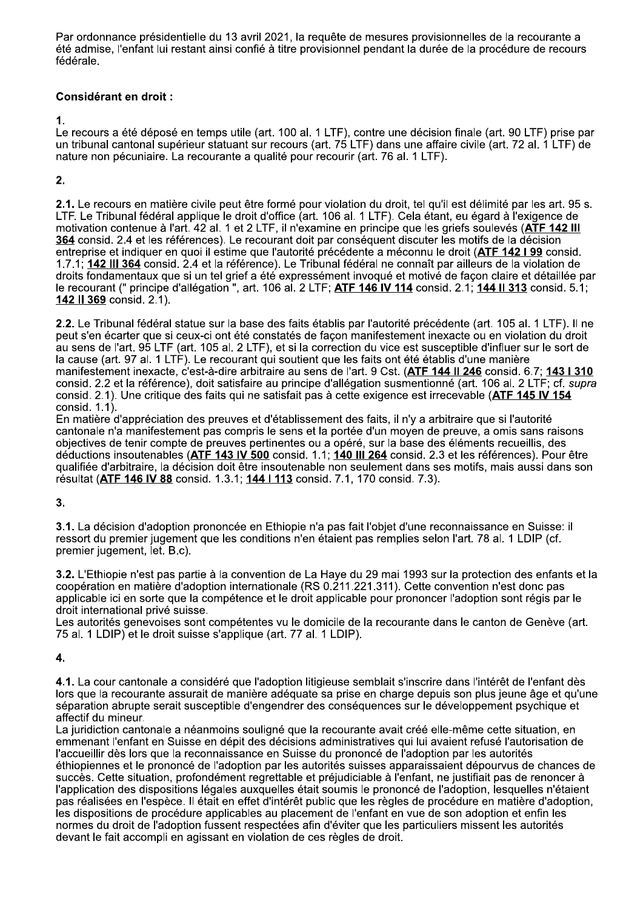Par ordonnance présidentielle du 13 avril 2021, la requête de mesures provisionnelles de la recourante a été admise, l'enfant lui restant ainsi confié à titre provisionnel pendant la durée de la procédure de recours fédérale.

**Considérant en droit :**

**1.**
Le recours a été déposé en temps utile (art. 100 al. 1 LTF), contre une décision finale (art. 90 LTF) prise par un tribunal cantonal supérieur statuant sur recours (art. 75 LTF) dans une affaire civile (art. 72 al. 1 LTF) de nature non pécuniaire. La recourante a qualité pour recourir (art. 76 al. 1 LTF).

**2.**

**2.1.** Le recours en matière civile peut être formé pour violation du droit, tel qu'il est délimité par les art. 95 s. LTF. Le Tribunal fédéral applique le droit d'office (art. 106 al. 1 LTF). Cela étant, eu égard à l'exigence de motivation contenue à l'art. 42 al. 1 et 2 LTF, il n'examine en principe que les griefs soulevés (**ATF 142 III 364** consid. 2.4 et les références). Le recourant doit par conséquent discuter les motifs de la décision entreprise et indiquer en quoi il estime que l'autorité précédente a méconnu le droit (**ATF 142 I 99** consid. 1.7.1; **142 III 364** consid. 2.4 et la référence). Le Tribunal fédéral ne connaît par ailleurs de la violation de droits fondamentaux que si un tel grief a été expressément invoqué et motivé de façon claire et détaillée par le recourant (" principe d'allégation ", art. 106 al. 2 LTF; **ATF 146 IV 114** consid. 2.1; **144 II 313** consid. 5.1; **142 II 369** consid. 2.1).

**2.2.** Le Tribunal fédéral statue sur la base des faits établis par l'autorité précédente (art. 105 al. 1 LTF). Il ne peut s'en écarter que si ceux-ci ont été constatés de façon manifestement inexacte ou en violation du droit au sens de l'art. 95 LTF (art. 105 al. 2 LTF), et si la correction du vice est susceptible d'influer sur le sort de la cause (art. 97 al. 1 LTF). Le recourant qui soutient que les faits ont été établis d'une manière manifestement inexacte, c'est-à-dire arbitraire au sens de l'art. 9 Cst. (**ATF 144 II 246** consid. 6.7; **143 I 310** consid. 2.2 et la référence), doit satisfaire au principe d'allégation susmentionné (art. 106 al. 2 LTF; cf. *supra* consid. 2.1). Une critique des faits qui ne satisfait pas à cette exigence est irrecevable (**ATF 145 IV 154** consid. 1.1).
En matière d'appréciation des preuves et d'établissement des faits, il n'y a arbitraire que si l'autorité cantonale n'a manifestement pas compris le sens et la portée d'un moyen de preuve, a omis sans raisons objectives de tenir compte de preuves pertinentes ou a opéré, sur la base des éléments recueillis, des déductions insoutenables (**ATF 143 IV 500** consid. 1.1; **140 III 264** consid. 2.3 et les références). Pour être qualifiée d'arbitraire, la décision doit être insoutenable non seulement dans ses motifs, mais aussi dans son résultat (**ATF 146 IV 88** consid. 1.3.1; **144 I 113** consid. 7.1, 170 consid. 7.3).

**3.**

**3.1.** La décision d'adoption prononcée en Ethiopie n'a pas fait l'objet d'une reconnaissance en Suisse: il ressort du premier jugement que les conditions n'en étaient pas remplies selon l'art. 78 al. 1 LDIP (cf. premier jugement, let. B.c).

**3.2.** L'Ethiopie n'est pas partie à la convention de La Haye du 29 mai 1993 sur la protection des enfants et la coopération en matière d'adoption internationale (RS 0.211.221.311). Cette convention n'est donc pas applicable ici en sorte que la compétence et le droit applicable pour prononcer l'adoption sont régis par le droit international privé suisse.
Les autorités genevoises sont compétentes vu le domicile de la recourante dans le canton de Genève (art. 75 al. 1 LDIP) et le droit suisse s'applique (art. 77 al. 1 LDIP).

**4.**

**4.1.** La cour cantonale a considéré que l'adoption litigieuse semblait s'inscrire dans l'intérêt de l'enfant dès lors que la recourante assurait de manière adéquate sa prise en charge depuis son plus jeune âge et qu'une séparation abrupte serait susceptible d'engendrer des conséquences sur le développement psychique et affectif du mineur.
La juridiction cantonale a néanmoins souligné que la recourante avait créé elle-même cette situation, en emmenant l'enfant en Suisse en dépit des décisions administratives qui lui avaient refusé l'autorisation de l'accueillir dès lors que la reconnaissance en Suisse du prononcé de l'adoption par les autorités éthiopiennes et le prononcé de l'adoption par les autorités suisses apparaissaient dépourvus de chances de succès. Cette situation, profondément regrettable et préjudiciable à l'enfant, ne justifiait pas de renoncer à l'application des dispositions légales auxquelles était soumis le prononcé de l'adoption, lesquelles n'étaient pas réalisées en l'espèce. Il était en effet d'intérêt public que les règles de procédure en matière d'adoption, les dispositions de procédure applicables au placement de l'enfant en vue de son adoption et enfin les normes du droit de l'adoption fussent respectées afin d'éviter que les particuliers missent les autorités devant le fait accompli en agissant en violation de ces règles de droit.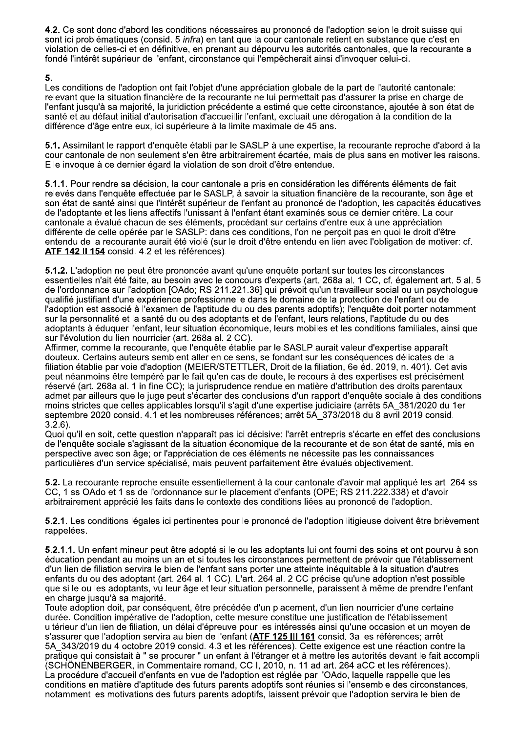**4.2.** Ce sont donc d'abord les conditions nécessaires au prononcé de l'adoption selon le droit suisse qui sont ici problématiques (consid. 5 *infra*) en tant que la cour cantonale retient en substance que c'est en violation de celles-ci et en définitive, en prenant au dépourvu les autorités cantonales, que la recourante a fondé l'intérêt supérieur de l'enfant, circonstance qui l'empêcherait ainsi d'invoquer celui-ci.

**5.**

Les conditions de l'adoption ont fait l'objet d'une appréciation globale de la part de l'autorité cantonale: relevant que la situation financière de la recourante ne lui permettait pas d'assurer la prise en charge de l'enfant jusqu'à sa majorité, la juridiction précédente a estimé que cette circonstance, ajoutée à son état de santé et au défaut initial d'autorisation d'accueillir l'enfant, excluait une dérogation à la condition de la différence d'âge entre eux, ici supérieure à la limite maximale de 45 ans.

**5.1.** Assimilant le rapport d'enquête établi par le SASLP à une expertise, la recourante reproche d'abord à la cour cantonale de non seulement s'en être arbitrairement écartée, mais de plus sans en motiver les raisons. Elle invoque à ce dernier égard la violation de son droit d'être entendue.

**5.1.1.** Pour rendre sa décision, la cour cantonale a pris en considération les différents éléments de fait relevés dans l'enquête effectuée par le SASLP, à savoir la situation financière de la recourante, son âge et son état de santé ainsi que l'intérêt supérieur de l'enfant au prononcé de l'adoption, les capacités éducatives de l'adoptante et les liens affectifs l'unissant à l'enfant étant examinés sous ce dernier critère. La cour cantonale a évalué chacun de ses éléments, procédant sur certains d'entre eux à une appréciation différente de celle opérée par le SASLP: dans ces conditions, l'on ne perçoit pas en quoi le droit d'être entendu de la recourante aurait été violé (sur le droit d'être entendu en lien avec l'obligation de motiver: cf. **ATF 142 II 154** consid. 4.2 et les références).

**5.1.2.** L'adoption ne peut être prononcée avant qu'une enquête portant sur toutes les circonstances essentielles n'ait été faite, au besoin avec le concours d'experts (art. 268a al. 1 CC, cf. également art. 5 al. 5 de l'ordonnance sur l'adoption [OAdo; RS 211.221.36] qui prévoit qu'un travailleur social ou un psychologue qualifié justifiant d'une expérience professionnelle dans le domaine de la protection de l'enfant ou de l'adoption est associé à l'examen de l'aptitude du ou des parents adoptifs); l'enquête doit porter notamment sur la personnalité et la santé du ou des adoptants et de l'enfant, leurs relations, l'aptitude du ou des adoptants à éduquer l'enfant, leur situation économique, leurs mobiles et les conditions familiales, ainsi que sur l'évolution du lien nourricier (art. 268a al. 2 CC).

Affirmer, comme la recourante, que l'enquête établie par le SASLP aurait valeur d'expertise apparaît douteux. Certains auteurs semblent aller en ce sens, se fondant sur les conséquences délicates de la filiation établie par voie d'adoption (MEIER/STETTLER, Droit de la filiation, 6e éd. 2019, n. 401). Cet avis peut néanmoins être tempéré par le fait qu'en cas de doute, le recours à des expertises est précisément réservé (art. 268a al. 1 in fine CC); la jurisprudence rendue en matière d'attribution des droits parentaux admet par ailleurs que le juge peut s'écarter des conclusions d'un rapport d'enquête sociale à des conditions moins strictes que celles applicables lorsqu'il s'agit d'une expertise judiciaire (arrêts 5A_381/2020 du 1er septembre 2020 consid. 4.1 et les nombreuses références; arrêt 5A_373/2018 du 8 avril 2019 consid. 3.2.6).

Quoi qu'il en soit, cette question n'apparaît pas ici décisive: l'arrêt entrepris s'écarte en effet des conclusions de l'enquête sociale s'agissant de la situation économique de la recourante et de son état de santé, mis en perspective avec son âge; or l'appréciation de ces éléments ne nécessite pas les connaissances particulières d'un service spécialisé, mais peuvent parfaitement être évalués objectivement.

**5.2.** La recourante reproche ensuite essentiellement à la cour cantonale d'avoir mal appliqué les art. 264 ss CC, 1 ss OAdo et 1 ss de l'ordonnance sur le placement d'enfants (OPE; RS 211.222.338) et d'avoir arbitrairement apprécié les faits dans le contexte des conditions liées au prononcé de l'adoption.

**5.2.1.** Les conditions légales ici pertinentes pour le prononcé de l'adoption litigieuse doivent être brièvement rappelées.

**5.2.1.1.** Un enfant mineur peut être adopté si le ou les adoptants lui ont fourni des soins et ont pourvu à son éducation pendant au moins un an et si toutes les circonstances permettent de prévoir que l'établissement d'un lien de filiation servira le bien de l'enfant sans porter une atteinte inéquitable à la situation d'autres enfants du ou des adoptant (art. 264 al. 1 CC). L'art. 264 al. 2 CC précise qu'une adoption n'est possible que si le ou les adoptants, vu leur âge et leur situation personnelle, paraissent à même de prendre l'enfant en charge jusqu'à sa majorité.

Toute adoption doit, par conséquent, être précédée d'un placement, d'un lien nourricier d'une certaine durée. Condition impérative de l'adoption, cette mesure constitue une justification de l'établissement ultérieur d'un lien de filiation, un délai d'épreuve pour les intéressés ainsi qu'une occasion et un moyen de s'assurer que l'adoption servira au bien de l'enfant (**ATF 125 III 161** consid. 3a les références; arrêt 5A_343/2019 du 4 octobre 2019 consid. 4.3 et les références). Cette exigence est une réaction contre la pratique qui consistait à " se procurer " un enfant à l'étranger et à mettre les autorités devant le fait accompli (SCHÖNENBERGER, in Commentaire romand, CC I, 2010, n. 11 ad art. 264 aCC et les références).

La procédure d'accueil d'enfants en vue de l'adoption est réglée par l'OAdo, laquelle rappelle que les conditions en matière d'aptitude des futurs parents adoptifs sont réunies si l'ensemble des circonstances, notamment les motivations des futurs parents adoptifs, laissent prévoir que l'adoption servira le bien de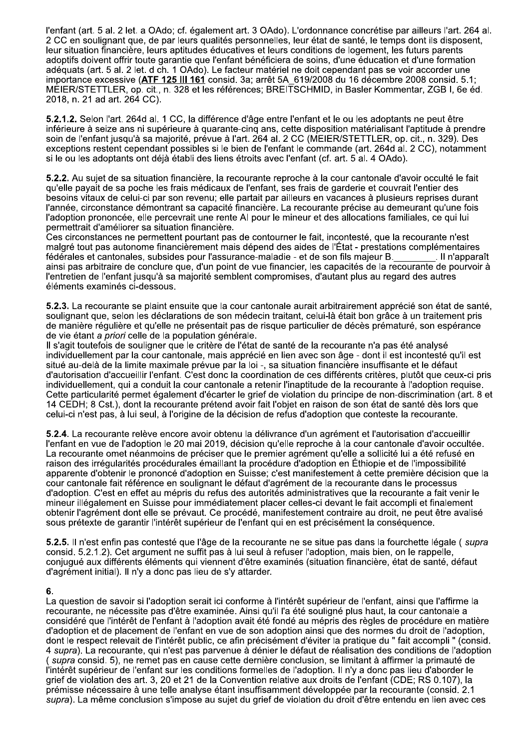l'enfant (art. 5 al. 2 let. a OAdo; cf. également art. 3 OAdo). L'ordonnance concrétise par ailleurs l'art. 264 al. 2 CC en soulignant que, de par leurs qualités personnelles, leur état de santé, le temps dont ils disposent, leur situation financière, leurs aptitudes éducatives et leurs conditions de logement, les futurs parents adoptifs doivent offrir toute garantie que l'enfant bénéficiera de soins, d'une éducation et d'une formation adéquats (art. 5 al. 2 let. d ch. 1 OAdo). Le facteur matériel ne doit cependant pas se voir accorder une importance excessive (**ATF 125 III 161** consid. 3a; arrêt 5A_619/2008 du 16 décembre 2008 consid. 5.1; MEIER/STETTLER, op. cit., n. 328 et les références; BREITSCHMID, in Basler Kommentar, ZGB I, 6e éd. 2018, n. 21 ad art. 264 CC).

**5.2.1.2.** Selon l'art. 264d al. 1 CC, la différence d'âge entre l'enfant et le ou les adoptants ne peut être inférieure à seize ans ni supérieure à quarante-cinq ans, cette disposition matérialisant l'aptitude à prendre soin de l'enfant jusqu'à sa majorité, prévue à l'art. 264 al. 2 CC (MEIER/STETTLER, op. cit., n. 329). Des exceptions restent cependant possibles si le bien de l'enfant le commande (art. 264d al. 2 CC), notamment si le ou les adoptants ont déjà établi des liens étroits avec l'enfant (cf. art. 5 al. 4 OAdo).

**5.2.2.** Au sujet de sa situation financière, la recourante reproche à la cour cantonale d'avoir occulté le fait qu'elle payait de sa poche les frais médicaux de l'enfant, ses frais de garderie et couvrait l'entier des besoins vitaux de celui-ci par son revenu; elle partait par ailleurs en vacances à plusieurs reprises durant l'année, circonstance démontrant sa capacité financière. La recourante précise au demeurant qu'une fois l'adoption prononcée, elle percevrait une rente AI pour le mineur et des allocations familiales, ce qui lui permettrait d'améliorer sa situation financière.
Ces circonstances ne permettent pourtant pas de contourner le fait, incontesté, que la recourante n'est malgré tout pas autonome financièrement mais dépend des aides de l'État - prestations complémentaires fédérales et cantonales, subsides pour l'assurance-maladie - et de son fils majeur B.________. Il n'apparaît ainsi pas arbitraire de conclure que, d'un point de vue financier, les capacités de la recourante de pourvoir à l'entretien de l'enfant jusqu'à sa majorité semblent compromises, d'autant plus au regard des autres éléments examinés ci-dessous.

**5.2.3.** La recourante se plaint ensuite que la cour cantonale aurait arbitrairement apprécié son état de santé, soulignant que, selon les déclarations de son médecin traitant, celui-là était bon grâce à un traitement pris de manière régulière et qu'elle ne présentait pas de risque particulier de décès prématuré, son espérance de vie étant *a priori* celle de la population générale.
Il s'agit toutefois de souligner que le critère de l'état de santé de la recourante n'a pas été analysé individuellement par la cour cantonale, mais apprécié en lien avec son âge - dont il est incontesté qu'il est situé au-delà de la limite maximale prévue par la loi -, sa situation financière insuffisante et le défaut d'autorisation d'accueillir l'enfant. C'est donc la coordination de ces différents critères, plutôt que ceux-ci pris individuellement, qui a conduit la cour cantonale a retenir l'inaptitude de la recourante à l'adoption requise. Cette particularité permet également d'écarter le grief de violation du principe de non-discrimination (art. 8 et 14 CEDH; 8 Cst.), dont la recourante prétend avoir fait l'objet en raison de son état de santé dès lors que celui-ci n'est pas, à lui seul, à l'origine de la décision de refus d'adoption que conteste la recourante.

**5.2.4.** La recourante relève encore avoir obtenu la délivrance d'un agrément et l'autorisation d'accueillir l'enfant en vue de l'adoption le 20 mai 2019, décision qu'elle reproche à la cour cantonale d'avoir occultée. La recourante omet néanmoins de préciser que le premier agrément qu'elle a sollicité lui a été refusé en raison des irrégularités procédurales émaillant la procédure d'adoption en Éthiopie et de l'impossibilité apparente d'obtenir le prononcé d'adoption en Suisse; c'est manifestement à cette première décision que la cour cantonale fait référence en soulignant le défaut d'agrément de la recourante dans le processus d'adoption. C'est en effet au mépris du refus des autorités administratives que la recourante a fait venir le mineur illégalement en Suisse pour immédiatement placer celles-ci devant le fait accompli et finalement obtenir l'agrément dont elle se prévaut. Ce procédé, manifestement contraire au droit, ne peut être avalisé sous prétexte de garantir l'intérêt supérieur de l'enfant qui en est précisément la conséquence.

**5.2.5.** Il n'est enfin pas contesté que l'âge de la recourante ne se situe pas dans la fourchette légale ( *supra* consid. 5.2.1.2). Cet argument ne suffit pas à lui seul à refuser l'adoption, mais bien, on le rappelle, conjugué aux différents éléments qui viennent d'être examinés (situation financière, état de santé, défaut d'agrément initial). Il n'y a donc pas lieu de s'y attarder.

**6.**
La question de savoir si l'adoption serait ici conforme à l'intérêt supérieur de l'enfant, ainsi que l'affirme la recourante, ne nécessite pas d'être examinée. Ainsi qu'il l'a été souligné plus haut, la cour cantonale a considéré que l'intérêt de l'enfant à l'adoption avait été fondé au mépris des règles de procédure en matière d'adoption et de placement de l'enfant en vue de son adoption ainsi que des normes du droit de l'adoption, dont le respect relevait de l'intérêt public, ce afin précisément d'éviter la pratique du " fait accompli " (consid. 4 *supra*). La recourante, qui n'est pas parvenue à dénier le défaut de réalisation des conditions de l'adoption ( *supra* consid. 5), ne remet pas en cause cette dernière conclusion, se limitant à affirmer la primauté de l'intérêt supérieur de l'enfant sur les conditions formelles de l'adoption. Il n'y a donc pas lieu d'aborder le grief de violation des art. 3, 20 et 21 de la Convention relative aux droits de l'enfant (CDE; RS 0.107), la prémisse nécessaire à une telle analyse étant insuffisamment développée par la recourante (consid. 2.1 *supra*). La même conclusion s'impose au sujet du grief de violation du droit d'être entendu en lien avec ces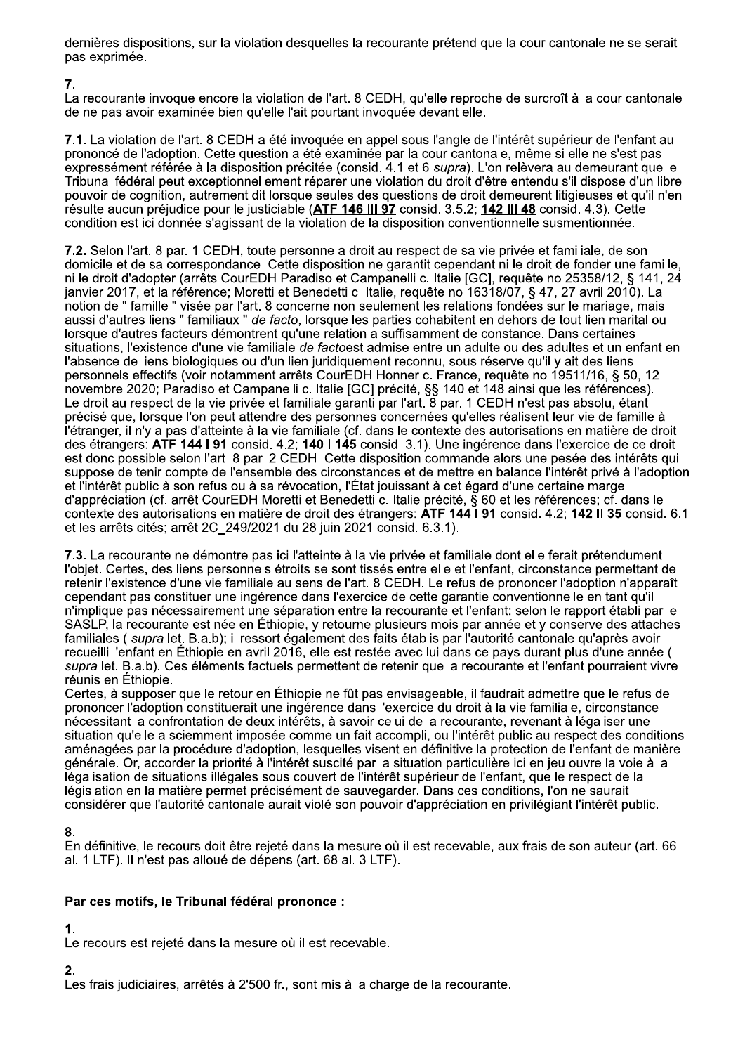dernières dispositions, sur la violation desquelles la recourante prétend que la cour cantonale ne se serait pas exprimée.

**7.**
La recourante invoque encore la violation de l'art. 8 CEDH, qu'elle reproche de surcroît à la cour cantonale de ne pas avoir examinée bien qu'elle l'ait pourtant invoquée devant elle.

**7.1.** La violation de l'art. 8 CEDH a été invoquée en appel sous l'angle de l'intérêt supérieur de l'enfant au prononcé de l'adoption. Cette question a été examinée par la cour cantonale, même si elle ne s'est pas expressément référée à la disposition précitée (consid. 4.1 et 6 *supra*). L'on relèvera au demeurant que le Tribunal fédéral peut exceptionnellement réparer une violation du droit d'être entendu s'il dispose d'un libre pouvoir de cognition, autrement dit lorsque seules des questions de droit demeurent litigieuses et qu'il n'en résulte aucun préjudice pour le justiciable (**ATF 146 III 97** consid. 3.5.2; **142 III 48** consid. 4.3). Cette condition est ici donnée s'agissant de la violation de la disposition conventionnelle susmentionnée.

**7.2.** Selon l'art. 8 par. 1 CEDH, toute personne a droit au respect de sa vie privée et familiale, de son domicile et de sa correspondance. Cette disposition ne garantit cependant ni le droit de fonder une famille, ni le droit d'adopter (arrêts CourEDH Paradiso et Campanelli c. Italie [GC], requête no 25358/12, § 141, 24 janvier 2017, et la référence; Moretti et Benedetti c. Italie, requête no 16318/07, § 47, 27 avril 2010). La notion de " famille " visée par l'art. 8 concerne non seulement les relations fondées sur le mariage, mais aussi d'autres liens " familiaux " *de facto*, lorsque les parties cohabitent en dehors de tout lien marital ou lorsque d'autres facteurs démontrent qu'une relation a suffisamment de constance. Dans certaines situations, l'existence d'une vie familiale *de facto*est admise entre un adulte ou des adultes et un enfant en l'absence de liens biologiques ou d'un lien juridiquement reconnu, sous réserve qu'il y ait des liens personnels effectifs (voir notamment arrêts CourEDH Honner c. France, requête no 19511/16, § 50, 12 novembre 2020; Paradiso et Campanelli c. Italie [GC] précité, §§ 140 et 148 ainsi que les références). Le droit au respect de la vie privée et familiale garanti par l'art. 8 par. 1 CEDH n'est pas absolu, étant précisé que, lorsque l'on peut attendre des personnes concernées qu'elles réalisent leur vie de famille à l'étranger, il n'y a pas d'atteinte à la vie familiale (cf. dans le contexte des autorisations en matière de droit des étrangers: **ATF 144 I 91** consid. 4.2; **140 I 145** consid. 3.1). Une ingérence dans l'exercice de ce droit est donc possible selon l'art. 8 par. 2 CEDH. Cette disposition commande alors une pesée des intérêts qui suppose de tenir compte de l'ensemble des circonstances et de mettre en balance l'intérêt privé à l'adoption et l'intérêt public à son refus ou à sa révocation, l'État jouissant à cet égard d'une certaine marge d'appréciation (cf. arrêt CourEDH Moretti et Benedetti c. Italie précité, § 60 et les références; cf. dans le contexte des autorisations en matière de droit des étrangers: **ATF 144 I 91** consid. 4.2; **142 II 35** consid. 6.1 et les arrêts cités; arrêt 2C_249/2021 du 28 juin 2021 consid. 6.3.1).

**7.3.** La recourante ne démontre pas ici l'atteinte à la vie privée et familiale dont elle ferait prétendument l'objet. Certes, des liens personnels étroits se sont tissés entre elle et l'enfant, circonstance permettant de retenir l'existence d'une vie familiale au sens de l'art. 8 CEDH. Le refus de prononcer l'adoption n'apparaît cependant pas constituer une ingérence dans l'exercice de cette garantie conventionnelle en tant qu'il n'implique pas nécessairement une séparation entre la recourante et l'enfant: selon le rapport établi par le SASLP, la recourante est née en Éthiopie, y retourne plusieurs mois par année et y conserve des attaches familiales ( *supra* let. B.a.b); il ressort également des faits établis par l'autorité cantonale qu'après avoir recueilli l'enfant en Éthiopie en avril 2016, elle est restée avec lui dans ce pays durant plus d'une année ( *supra* let. B.a.b). Ces éléments factuels permettent de retenir que la recourante et l'enfant pourraient vivre réunis en Éthiopie.
Certes, à supposer que le retour en Éthiopie ne fût pas envisageable, il faudrait admettre que le refus de prononcer l'adoption constituerait une ingérence dans l'exercice du droit à la vie familiale, circonstance nécessitant la confrontation de deux intérêts, à savoir celui de la recourante, revenant à légaliser une situation qu'elle a sciemment imposée comme un fait accompli, ou l'intérêt public au respect des conditions aménagées par la procédure d'adoption, lesquelles visent en définitive la protection de l'enfant de manière générale. Or, accorder la priorité à l'intérêt suscité par la situation particulière ici en jeu ouvre la voie à la légalisation de situations illégales sous couvert de l'intérêt supérieur de l'enfant, que le respect de la législation en la matière permet précisément de sauvegarder. Dans ces conditions, l'on ne saurait considérer que l'autorité cantonale aurait violé son pouvoir d'appréciation en privilégiant l'intérêt public.

**8.**
En définitive, le recours doit être rejeté dans la mesure où il est recevable, aux frais de son auteur (art. 66 al. 1 LTF). Il n'est pas alloué de dépens (art. 68 al. 3 LTF).

**Par ces motifs, le Tribunal fédéral prononce :**

**1.**
Le recours est rejeté dans la mesure où il est recevable.

**2.**
Les frais judiciaires, arrêtés à 2'500 fr., sont mis à la charge de la recourante.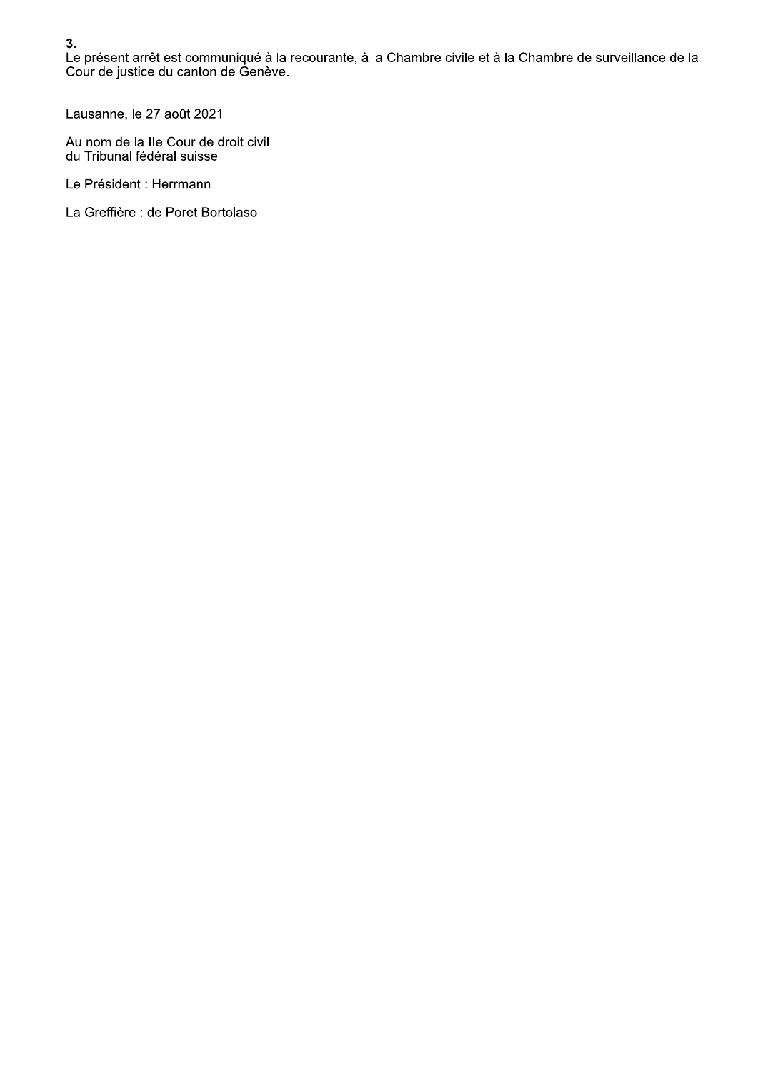**3.**
Le présent arrêt est communiqué à la recourante, à la Chambre civile et à la Chambre de surveillance de la Cour de justice du canton de Genève.

Lausanne, le 27 août 2021

Au nom de la IIe Cour de droit civil
du Tribunal fédéral suisse

Le Président : Herrmann

La Greffière : de Poret Bortolaso